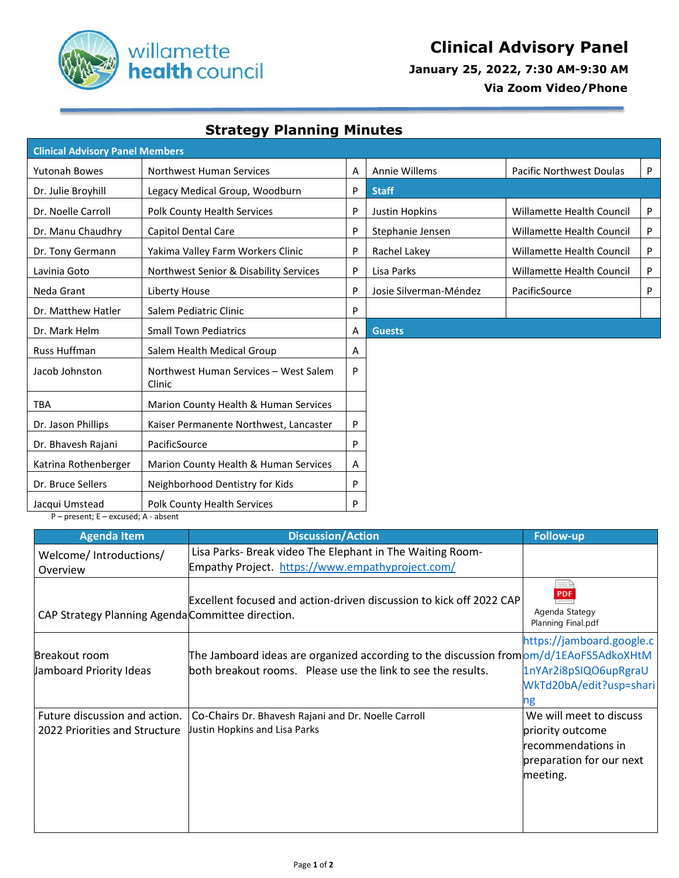# Clinical Advisory Panel

**January 25, 2022, 7:30 AM-9:30 AM**

**Via Zoom Video/Phone**

## Strategy Planning Minutes

| Clinical Advisory Panel Members | | | | | |
|---|---|---|---|---|---|
| Yutonah Bowes | Northwest Human Services | A | Annie Willems | Pacific Northwest Doulas | P |
| Dr. Julie Broyhill | Legacy Medical Group, Woodburn | P | **Staff** | | |
| Dr. Noelle Carroll | Polk County Health Services | P | Justin Hopkins | Willamette Health Council | P |
| Dr. Manu Chaudhry | Capitol Dental Care | P | Stephanie Jensen | Willamette Health Council | P |
| Dr. Tony Germann | Yakima Valley Farm Workers Clinic | P | Rachel Lakey | Willamette Health Council | P |
| Lavinia Goto | Northwest Senior & Disability Services | P | Lisa Parks | Willamette Health Council | P |
| Neda Grant | Liberty House | P | Josie Silverman-Méndez | PacificSource | P |
| Dr. Matthew Hatler | Salem Pediatric Clinic | P | | | |
| Dr. Mark Helm | Small Town Pediatrics | A | **Guests** | | |
| Russ Huffman | Salem Health Medical Group | A | | | |
| Jacob Johnston | Northwest Human Services – West Salem Clinic | P | | | |
| TBA | Marion County Health & Human Services | | | | |
| Dr. Jason Phillips | Kaiser Permanente Northwest, Lancaster | P | | | |
| Dr. Bhavesh Rajani | PacificSource | P | | | |
| Katrina Rothenberger | Marion County Health & Human Services | A | | | |
| Dr. Bruce Sellers | Neighborhood Dentistry for Kids | P | | | |
| Jacqui Umstead | Polk County Health Services | P | | | |

P – present; E – excused; A - absent

| Agenda Item | Discussion/Action | Follow-up |
|---|---|---|
| Welcome/ Introductions/ Overview | Lisa Parks- Break video The Elephant in The Waiting Room- Empathy Project. https://www.empathyproject.com/ | |
| CAP Strategy Planning Agenda | Excellent focused and action-driven discussion to kick off 2022 CAP Committee direction. | Agenda Stategy Planning Final.pdf |
| Breakout room Jamboard Priority Ideas | The Jamboard ideas are organized according to the discussion from both breakout rooms. Please use the link to see the results. | https://jamboard.google.com/d/1EAoFS5AdkoXHtM1nYAr2i8pSIQO6upRgraUWkTd20bA/edit?usp=sharing |
| Future discussion and action. 2022 Priorities and Structure | Co-Chairs Dr. Bhavesh Rajani and Dr. Noelle Carroll Justin Hopkins and Lisa Parks | We will meet to discuss priority outcome recommendations in preparation for our next meeting. |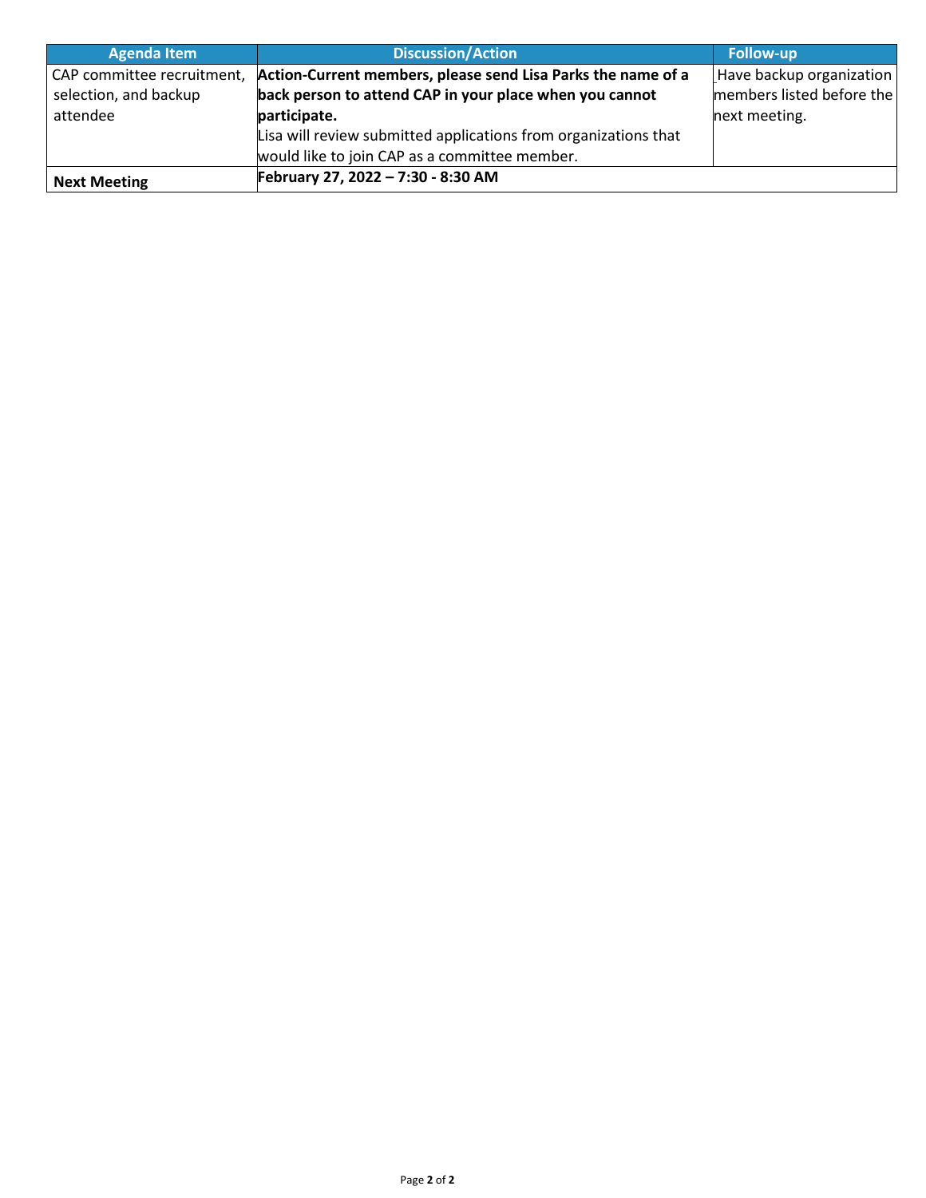| Agenda Item | Discussion/Action | Follow-up |
|---|---|---|
| CAP committee recruitment, selection, and backup attendee | **Action-Current members, please send Lisa Parks the name of a back person to attend CAP in your place when you cannot participate.** Lisa will review submitted applications from organizations that would like to join CAP as a committee member. | Have backup organization members listed before the next meeting. |
| **Next Meeting** | **February 27, 2022 – 7:30 - 8:30 AM** | |